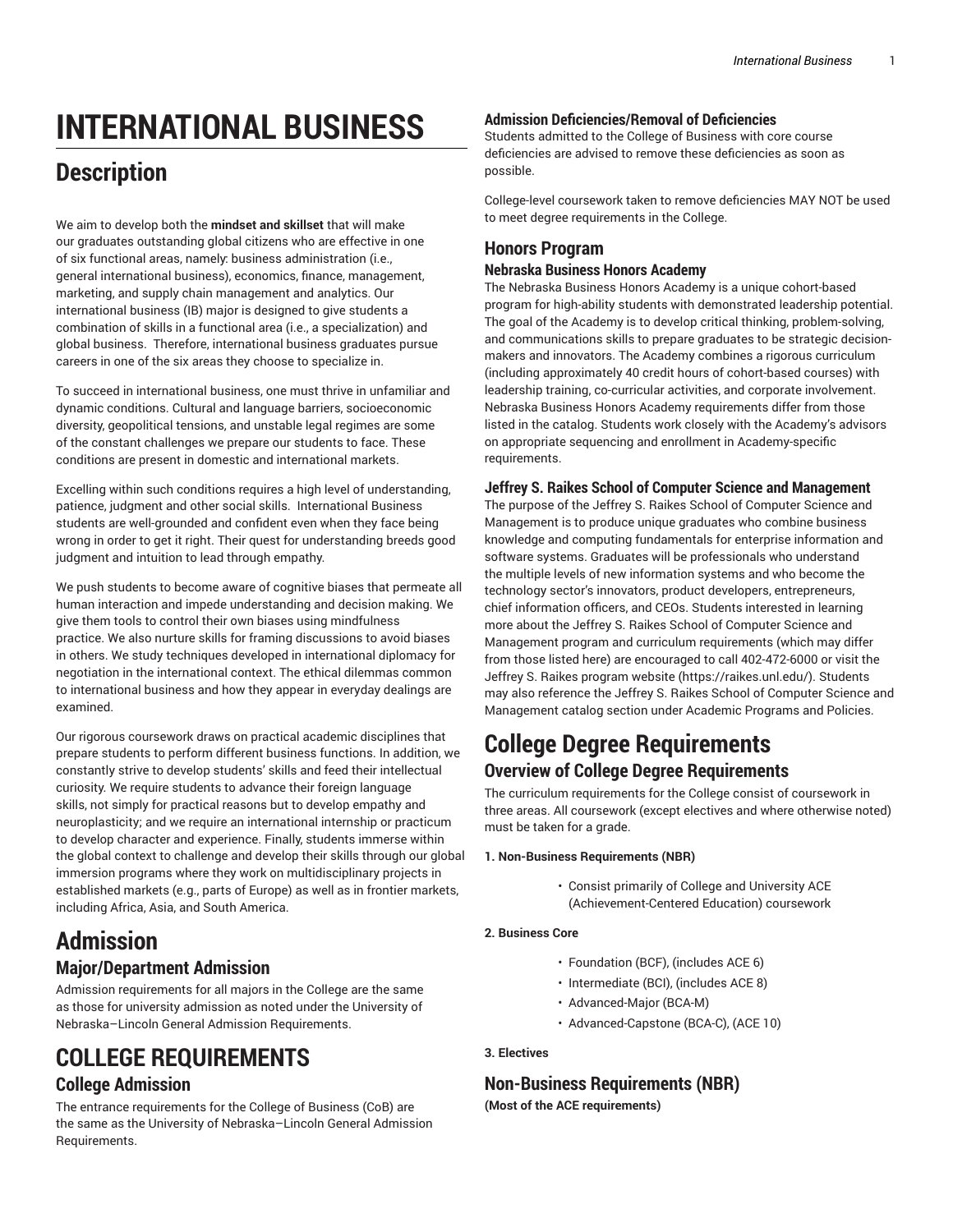# INTERNATIONAL BUSINESS

## Description

We aim to develop both the **mindset and skillset** that will make our graduates outstanding global citizens who are effective in one of six functional areas, namely: business administration (i.e., general international business), economics, finance, management, marketing, and supply chain management and analytics. Our international business (IB) major is designed to give students a combination of skills in a functional area (i.e., a specialization) and global business. Therefore, international business graduates pursue careers in one of the six areas they choose to specialize in.

To succeed in international business, one must thrive in unfamiliar and dynamic conditions. Cultural and language barriers, socioeconomic diversity, geopolitical tensions, and unstable legal regimes are some of the constant challenges we prepare our students to face. These conditions are present in domestic and international markets.

Excelling within such conditions requires a high level of understanding, patience, judgment and other social skills. International Business students are well-grounded and confident even when they face being wrong in order to get it right. Their quest for understanding breeds good judgment and intuition to lead through empathy.

We push students to become aware of cognitive biases that permeate all human interaction and impede understanding and decision making. We give them tools to control their own biases using mindfulness practice. We also nurture skills for framing discussions to avoid biases in others. We study techniques developed in international diplomacy for negotiation in the international context. The ethical dilemmas common to international business and how they appear in everyday dealings are examined.

Our rigorous coursework draws on practical academic disciplines that prepare students to perform different business functions. In addition, we constantly strive to develop students' skills and feed their intellectual curiosity. We require students to advance their foreign language skills, not simply for practical reasons but to develop empathy and neuroplasticity; and we require an international internship or practicum to develop character and experience. Finally, students immerse within the global context to challenge and develop their skills through our global immersion programs where they work on multidisciplinary projects in established markets (e.g., parts of Europe) as well as in frontier markets, including Africa, Asia, and South America.

# Admission

## Major/Department Admission

Admission requirements for all majors in the College are the same as those for university admission as noted under the University of Nebraska–Lincoln General Admission Requirements.

# COLLEGE REQUIREMENTS

## College Admission

The entrance requirements for the College of Business (CoB) are the same as the University of Nebraska–Lincoln General Admission Requirements.

### Admission Deficiencies/Removal of Deficiencies

Students admitted to the College of Business with core course deficiencies are advised to remove these deficiencies as soon as possible.

College-level coursework taken to remove deficiencies MAY NOT be used to meet degree requirements in the College.

## Honors Program

### Nebraska Business Honors Academy

The Nebraska Business Honors Academy is a unique cohort-based program for high-ability students with demonstrated leadership potential. The goal of the Academy is to develop critical thinking, problem-solving, and communications skills to prepare graduates to be strategic decision-makers and innovators. The Academy combines a rigorous curriculum (including approximately 40 credit hours of cohort-based courses) with leadership training, co-curricular activities, and corporate involvement. Nebraska Business Honors Academy requirements differ from those listed in the catalog. Students work closely with the Academy's advisors on appropriate sequencing and enrollment in Academy-specific requirements.

### Jeffrey S. Raikes School of Computer Science and Management

The purpose of the Jeffrey S. Raikes School of Computer Science and Management is to produce unique graduates who combine business knowledge and computing fundamentals for enterprise information and software systems. Graduates will be professionals who understand the multiple levels of new information systems and who become the technology sector's innovators, product developers, entrepreneurs, chief information officers, and CEOs. Students interested in learning more about the Jeffrey S. Raikes School of Computer Science and Management program and curriculum requirements (which may differ from those listed here) are encouraged to call 402-472-6000 or visit the Jeffrey S. Raikes program website (https://raikes.unl.edu/). Students may also reference the Jeffrey S. Raikes School of Computer Science and Management catalog section under Academic Programs and Policies.

# College Degree Requirements

## Overview of College Degree Requirements

The curriculum requirements for the College consist of coursework in three areas. All coursework (except electives and where otherwise noted) must be taken for a grade.

**1. Non-Business Requirements (NBR)**

- Consist primarily of College and University ACE (Achievement-Centered Education) coursework

**2. Business Core**

- Foundation (BCF), (includes ACE 6)
- Intermediate (BCI), (includes ACE 8)
- Advanced-Major (BCA-M)
- Advanced-Capstone (BCA-C), (ACE 10)

**3. Electives**

## Non-Business Requirements (NBR)

**(Most of the ACE requirements)**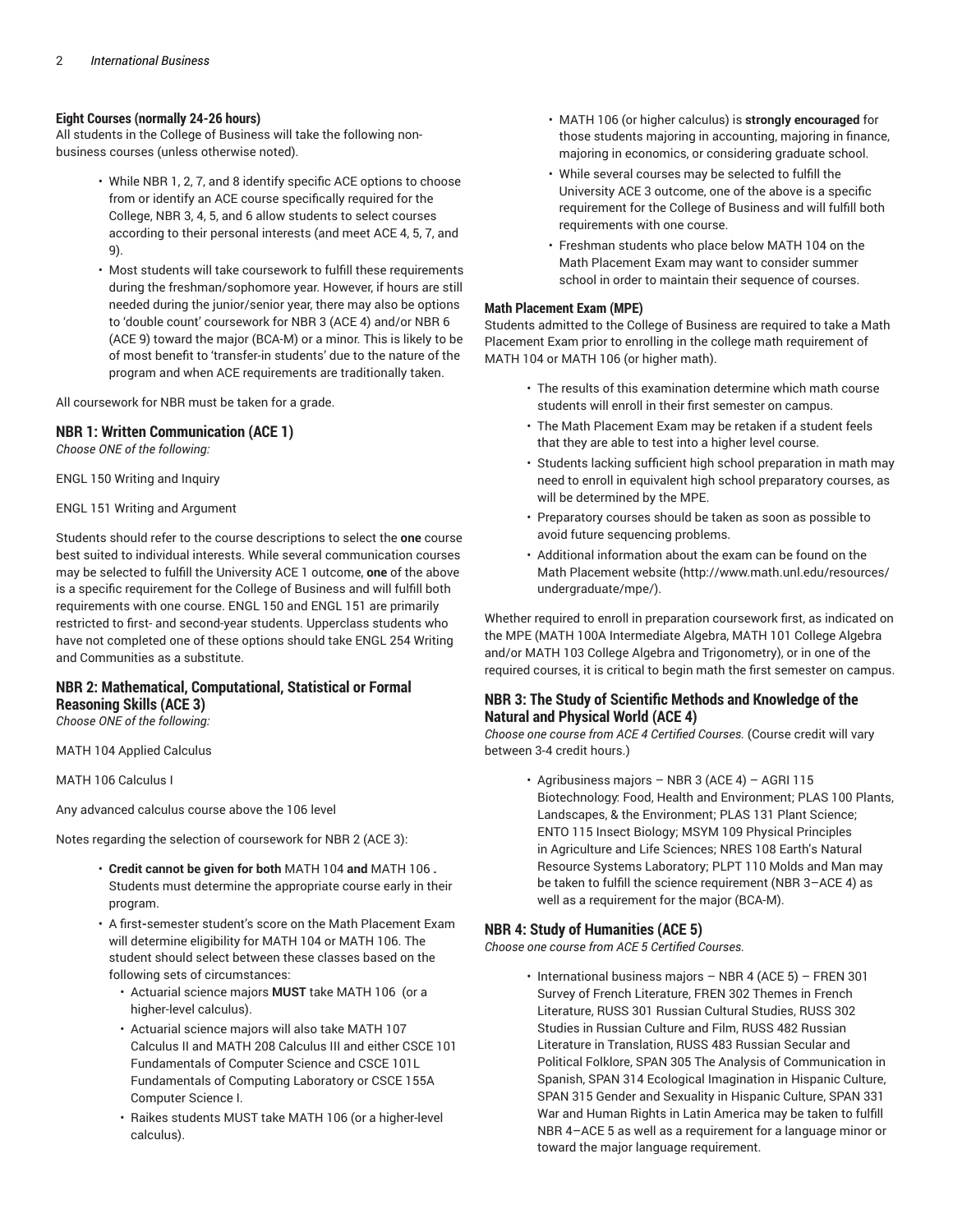### Eight Courses (normally 24-26 hours)

All students in the College of Business will take the following non-business courses (unless otherwise noted).

- While NBR 1, 2, 7, and 8 identify specific ACE options to choose from or identify an ACE course specifically required for the College, NBR 3, 4, 5, and 6 allow students to select courses according to their personal interests (and meet ACE 4, 5, 7, and 9).
- Most students will take coursework to fulfill these requirements during the freshman/sophomore year. However, if hours are still needed during the junior/senior year, there may also be options to 'double count' coursework for NBR 3 (ACE 4) and/or NBR 6 (ACE 9) toward the major (BCA-M) or a minor. This is likely to be of most benefit to 'transfer-in students' due to the nature of the program and when ACE requirements are traditionally taken.

All coursework for NBR must be taken for a grade.

## NBR 1: Written Communication (ACE 1)

*Choose ONE of the following:*

ENGL 150 Writing and Inquiry

ENGL 151 Writing and Argument

Students should refer to the course descriptions to select the **one** course best suited to individual interests. While several communication courses may be selected to fulfill the University ACE 1 outcome, **one** of the above is a specific requirement for the College of Business and will fulfill both requirements with one course. ENGL 150 and ENGL 151 are primarily restricted to first- and second-year students. Upperclass students who have not completed one of these options should take ENGL 254 Writing and Communities as a substitute.

## NBR 2: Mathematical, Computational, Statistical or Formal Reasoning Skills (ACE 3)

*Choose ONE of the following:*

MATH 104 Applied Calculus

MATH 106 Calculus I

Any advanced calculus course above the 106 level

Notes regarding the selection of coursework for NBR 2 (ACE 3):

- **Credit cannot be given for both** MATH 104 **and** MATH 106 **.** Students must determine the appropriate course early in their program.
- A first-semester student's score on the Math Placement Exam will determine eligibility for MATH 104 or MATH 106. The student should select between these classes based on the following sets of circumstances:
  - Actuarial science majors **MUST** take MATH 106 (or a higher-level calculus).
  - Actuarial science majors will also take MATH 107 Calculus II and MATH 208 Calculus III and either CSCE 101 Fundamentals of Computer Science and CSCE 101L Fundamentals of Computing Laboratory or CSCE 155A Computer Science I.
  - Raikes students MUST take MATH 106 (or a higher-level calculus).
  - MATH 106 (or higher calculus) is **strongly encouraged** for those students majoring in accounting, majoring in finance, majoring in economics, or considering graduate school.
  - While several courses may be selected to fulfill the University ACE 3 outcome, one of the above is a specific requirement for the College of Business and will fulfill both requirements with one course.
  - Freshman students who place below MATH 104 on the Math Placement Exam may want to consider summer school in order to maintain their sequence of courses.

### Math Placement Exam (MPE)

Students admitted to the College of Business are required to take a Math Placement Exam prior to enrolling in the college math requirement of MATH 104 or MATH 106 (or higher math).

- The results of this examination determine which math course students will enroll in their first semester on campus.
- The Math Placement Exam may be retaken if a student feels that they are able to test into a higher level course.
- Students lacking sufficient high school preparation in math may need to enroll in equivalent high school preparatory courses, as will be determined by the MPE.
- Preparatory courses should be taken as soon as possible to avoid future sequencing problems.
- Additional information about the exam can be found on the Math Placement website (http://www.math.unl.edu/resources/undergraduate/mpe/).

Whether required to enroll in preparation coursework first, as indicated on the MPE (MATH 100A Intermediate Algebra, MATH 101 College Algebra and/or MATH 103 College Algebra and Trigonometry), or in one of the required courses, it is critical to begin math the first semester on campus.

## NBR 3: The Study of Scientific Methods and Knowledge of the Natural and Physical World (ACE 4)

*Choose one course from ACE 4 Certified Courses.* (Course credit will vary between 3-4 credit hours.)

- Agribusiness majors – NBR 3 (ACE 4) – AGRI 115 Biotechnology: Food, Health and Environment; PLAS 100 Plants, Landscapes, & the Environment; PLAS 131 Plant Science; ENTO 115 Insect Biology; MSYM 109 Physical Principles in Agriculture and Life Sciences; NRES 108 Earth's Natural Resource Systems Laboratory; PLPT 110 Molds and Man may be taken to fulfill the science requirement (NBR 3–ACE 4) as well as a requirement for the major (BCA-M).

## NBR 4: Study of Humanities (ACE 5)

*Choose one course from ACE 5 Certified Courses.*

- International business majors – NBR 4 (ACE 5) – FREN 301 Survey of French Literature, FREN 302 Themes in French Literature, RUSS 301 Russian Cultural Studies, RUSS 302 Studies in Russian Culture and Film, RUSS 482 Russian Literature in Translation, RUSS 483 Russian Secular and Political Folklore, SPAN 305 The Analysis of Communication in Spanish, SPAN 314 Ecological Imagination in Hispanic Culture, SPAN 315 Gender and Sexuality in Hispanic Culture, SPAN 331 War and Human Rights in Latin America may be taken to fulfill NBR 4–ACE 5 as well as a requirement for a language minor or toward the major language requirement.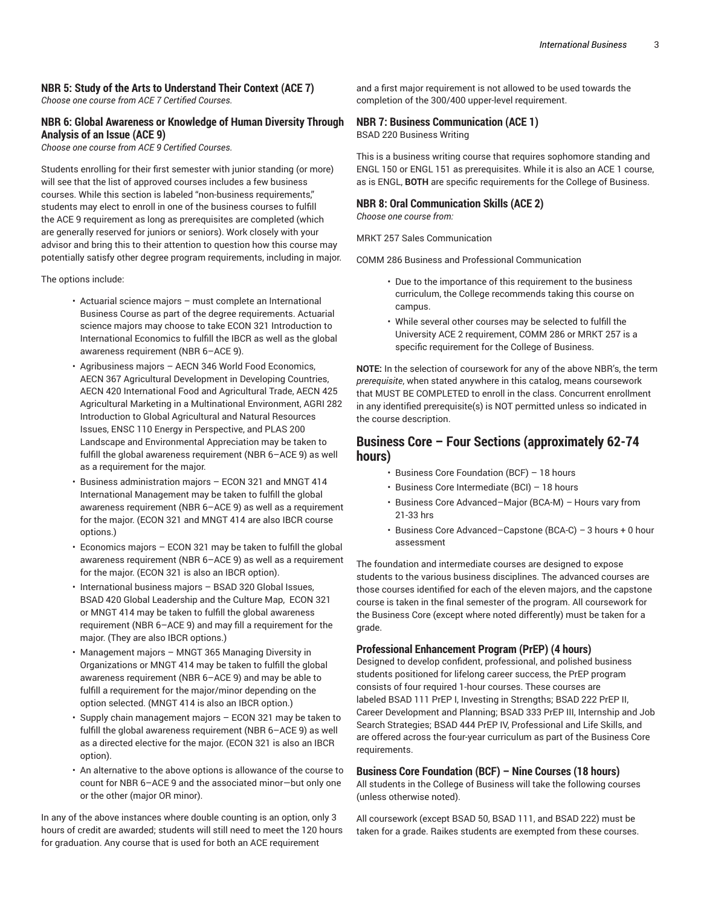### NBR 5: Study of the Arts to Understand Their Context (ACE 7)

*Choose one course from ACE 7 Certified Courses.*

### NBR 6: Global Awareness or Knowledge of Human Diversity Through Analysis of an Issue (ACE 9)

*Choose one course from ACE 9 Certified Courses.*

Students enrolling for their first semester with junior standing (or more) will see that the list of approved courses includes a few business courses. While this section is labeled "non-business requirements," students may elect to enroll in one of the business courses to fulfill the ACE 9 requirement as long as prerequisites are completed (which are generally reserved for juniors or seniors). Work closely with your advisor and bring this to their attention to question how this course may potentially satisfy other degree program requirements, including in major.

The options include:

- Actuarial science majors – must complete an International Business Course as part of the degree requirements. Actuarial science majors may choose to take ECON 321 Introduction to International Economics to fulfill the IBCR as well as the global awareness requirement (NBR 6–ACE 9).
- Agribusiness majors – AECN 346 World Food Economics, AECN 367 Agricultural Development in Developing Countries, AECN 420 International Food and Agricultural Trade, AECN 425 Agricultural Marketing in a Multinational Environment, AGRI 282 Introduction to Global Agricultural and Natural Resources Issues, ENSC 110 Energy in Perspective, and PLAS 200 Landscape and Environmental Appreciation may be taken to fulfill the global awareness requirement (NBR 6–ACE 9) as well as a requirement for the major.
- Business administration majors – ECON 321 and MNGT 414 International Management may be taken to fulfill the global awareness requirement (NBR 6–ACE 9) as well as a requirement for the major. (ECON 321 and MNGT 414 are also IBCR course options.)
- Economics majors – ECON 321 may be taken to fulfill the global awareness requirement (NBR 6–ACE 9) as well as a requirement for the major. (ECON 321 is also an IBCR option).
- International business majors – BSAD 320 Global Issues, BSAD 420 Global Leadership and the Culture Map, ECON 321 or MNGT 414 may be taken to fulfill the global awareness requirement (NBR 6–ACE 9) and may fill a requirement for the major. (They are also IBCR options.)
- Management majors – MNGT 365 Managing Diversity in Organizations or MNGT 414 may be taken to fulfill the global awareness requirement (NBR 6–ACE 9) and may be able to fulfill a requirement for the major/minor depending on the option selected. (MNGT 414 is also an IBCR option.)
- Supply chain management majors – ECON 321 may be taken to fulfill the global awareness requirement (NBR 6–ACE 9) as well as a directed elective for the major. (ECON 321 is also an IBCR option).
- An alternative to the above options is allowance of the course to count for NBR 6–ACE 9 and the associated minor—but only one or the other (major OR minor).

In any of the above instances where double counting is an option, only 3 hours of credit are awarded; students will still need to meet the 120 hours for graduation. Any course that is used for both an ACE requirement and a first major requirement is not allowed to be used towards the completion of the 300/400 upper-level requirement.

### NBR 7: Business Communication (ACE 1)

BSAD 220 Business Writing

This is a business writing course that requires sophomore standing and ENGL 150 or ENGL 151 as prerequisites. While it is also an ACE 1 course, as is ENGL, **BOTH** are specific requirements for the College of Business.

### NBR 8: Oral Communication Skills (ACE 2)

*Choose one course from:*

MRKT 257 Sales Communication

COMM 286 Business and Professional Communication

- Due to the importance of this requirement to the business curriculum, the College recommends taking this course on campus.
- While several other courses may be selected to fulfill the University ACE 2 requirement, COMM 286 or MRKT 257 is a specific requirement for the College of Business.

**NOTE:** In the selection of coursework for any of the above NBR's, the term *prerequisite*, when stated anywhere in this catalog, means coursework that MUST BE COMPLETED to enroll in the class. Concurrent enrollment in any identified prerequisite(s) is NOT permitted unless so indicated in the course description.

## Business Core – Four Sections (approximately 62-74 hours)

- Business Core Foundation (BCF) – 18 hours
- Business Core Intermediate (BCI) – 18 hours
- Business Core Advanced–Major (BCA-M) – Hours vary from 21-33 hrs
- Business Core Advanced–Capstone (BCA-C) – 3 hours + 0 hour assessment

The foundation and intermediate courses are designed to expose students to the various business disciplines. The advanced courses are those courses identified for each of the eleven majors, and the capstone course is taken in the final semester of the program. All coursework for the Business Core (except where noted differently) must be taken for a grade.

### Professional Enhancement Program (PrEP) (4 hours)

Designed to develop confident, professional, and polished business students positioned for lifelong career success, the PrEP program consists of four required 1-hour courses. These courses are labeled BSAD 111 PrEP I, Investing in Strengths; BSAD 222 PrEP II, Career Development and Planning; BSAD 333 PrEP III, Internship and Job Search Strategies; BSAD 444 PrEP IV, Professional and Life Skills, and are offered across the four-year curriculum as part of the Business Core requirements.

### Business Core Foundation (BCF) – Nine Courses (18 hours)

All students in the College of Business will take the following courses (unless otherwise noted).

All coursework (except BSAD 50, BSAD 111, and BSAD 222) must be taken for a grade. Raikes students are exempted from these courses.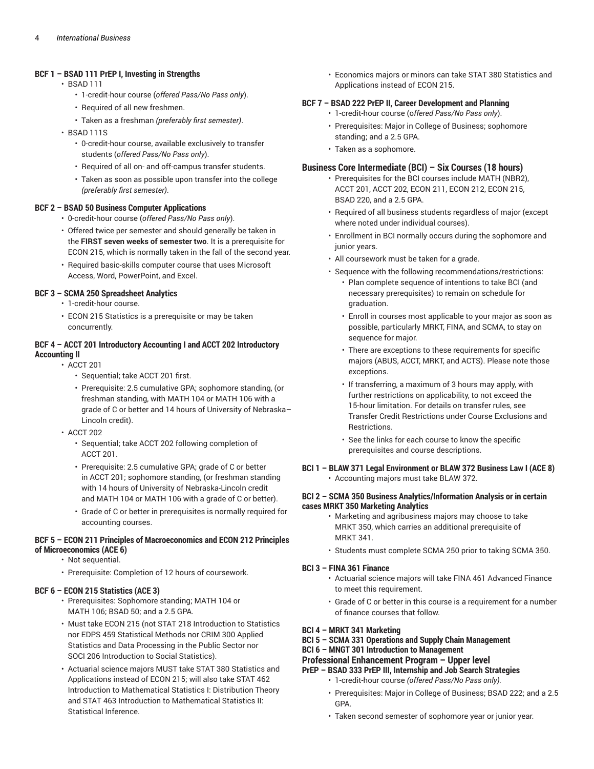#### BCF 1 – BSAD 111 PrEP I, Investing in Strengths

- BSAD 111
  - 1-credit-hour course (*offered Pass/No Pass only*).
  - Required of all new freshmen.
  - Taken as a freshman *(preferably first semester)*.
- BSAD 111S
  - 0-credit-hour course, available exclusively to transfer students (*offered Pass/No Pass only*).
  - Required of all on- and off-campus transfer students.
  - Taken as soon as possible upon transfer into the college *(preferably first semester)*.

#### BCF 2 – BSAD 50 Business Computer Applications

- 0-credit-hour course (*offered Pass/No Pass only*).
- Offered twice per semester and should generally be taken in the **FIRST seven weeks of semester two**. It is a prerequisite for ECON 215, which is normally taken in the fall of the second year.
- Required basic-skills computer course that uses Microsoft Access, Word, PowerPoint, and Excel.

#### BCF 3 – SCMA 250 Spreadsheet Analytics

- 1-credit-hour course.
- ECON 215 Statistics is a prerequisite or may be taken concurrently.

#### BCF 4 – ACCT 201 Introductory Accounting I and ACCT 202 Introductory Accounting II

- ACCT 201
  - Sequential; take ACCT 201 first.
  - Prerequisite: 2.5 cumulative GPA; sophomore standing, (or freshman standing, with MATH 104 or MATH 106 with a grade of C or better and 14 hours of University of Nebraska–Lincoln credit).
- ACCT 202
  - Sequential; take ACCT 202 following completion of ACCT 201.
  - Prerequisite: 2.5 cumulative GPA; grade of C or better in ACCT 201; sophomore standing, (or freshman standing with 14 hours of University of Nebraska-Lincoln credit and MATH 104 or MATH 106 with a grade of C or better).
  - Grade of C or better in prerequisites is normally required for accounting courses.

#### BCF 5 – ECON 211 Principles of Macroeconomics and ECON 212 Principles of Microeconomics (ACE 6)

- Not sequential.
- Prerequisite: Completion of 12 hours of coursework.

#### BCF 6 – ECON 215 Statistics (ACE 3)

- Prerequisites: Sophomore standing; MATH 104 or MATH 106; BSAD 50; and a 2.5 GPA.
- Must take ECON 215 (not STAT 218 Introduction to Statistics nor EDPS 459 Statistical Methods nor CRIM 300 Applied Statistics and Data Processing in the Public Sector nor SOCI 206 Introduction to Social Statistics).
- Actuarial science majors MUST take STAT 380 Statistics and Applications instead of ECON 215; will also take STAT 462 Introduction to Mathematical Statistics I: Distribution Theory and STAT 463 Introduction to Mathematical Statistics II: Statistical Inference.
- Economics majors or minors can take STAT 380 Statistics and Applications instead of ECON 215.

#### BCF 7 – BSAD 222 PrEP II, Career Development and Planning

- 1-credit-hour course (*offered Pass/No Pass only*).
- Prerequisites: Major in College of Business; sophomore standing; and a 2.5 GPA.
- Taken as a sophomore.

### Business Core Intermediate (BCI) – Six Courses (18 hours)

- Prerequisites for the BCI courses include MATH (NBR2), ACCT 201, ACCT 202, ECON 211, ECON 212, ECON 215, BSAD 220, and a 2.5 GPA.
- Required of all business students regardless of major (except where noted under individual courses).
- Enrollment in BCI normally occurs during the sophomore and junior years.
- All coursework must be taken for a grade.
- Sequence with the following recommendations/restrictions:
  - Plan complete sequence of intentions to take BCI (and necessary prerequisites) to remain on schedule for graduation.
  - Enroll in courses most applicable to your major as soon as possible, particularly MRKT, FINA, and SCMA, to stay on sequence for major.
  - There are exceptions to these requirements for specific majors (ABUS, ACCT, MRKT, and ACTS). Please note those exceptions.
  - If transferring, a maximum of 3 hours may apply, with further restrictions on applicability, to not exceed the 15-hour limitation. For details on transfer rules, see Transfer Credit Restrictions under Course Exclusions and Restrictions.
  - See the links for each course to know the specific prerequisites and course descriptions.

#### BCI 1 – BLAW 371 Legal Environment or BLAW 372 Business Law I (ACE 8)

- Accounting majors must take BLAW 372.

#### BCI 2 – SCMA 350 Business Analytics/Information Analysis or in certain cases MRKT 350 Marketing Analytics

- Marketing and agribusiness majors may choose to take MRKT 350, which carries an additional prerequisite of MRKT 341.
- Students must complete SCMA 250 prior to taking SCMA 350.

#### BCI 3 – FINA 361 Finance

- Actuarial science majors will take FINA 461 Advanced Finance to meet this requirement.
- Grade of C or better in this course is a requirement for a number of finance courses that follow.

#### BCI 4 – MRKT 341 Marketing

#### BCI 5 – SCMA 331 Operations and Supply Chain Management

#### BCI 6 – MNGT 301 Introduction to Management

### Professional Enhancement Program – Upper level

#### PrEP – BSAD 333 PrEP III, Internship and Job Search Strategies

- 1-credit-hour course *(offered Pass/No Pass only).*
- Prerequisites: Major in College of Business; BSAD 222; and a 2.5 GPA.
- Taken second semester of sophomore year or junior year.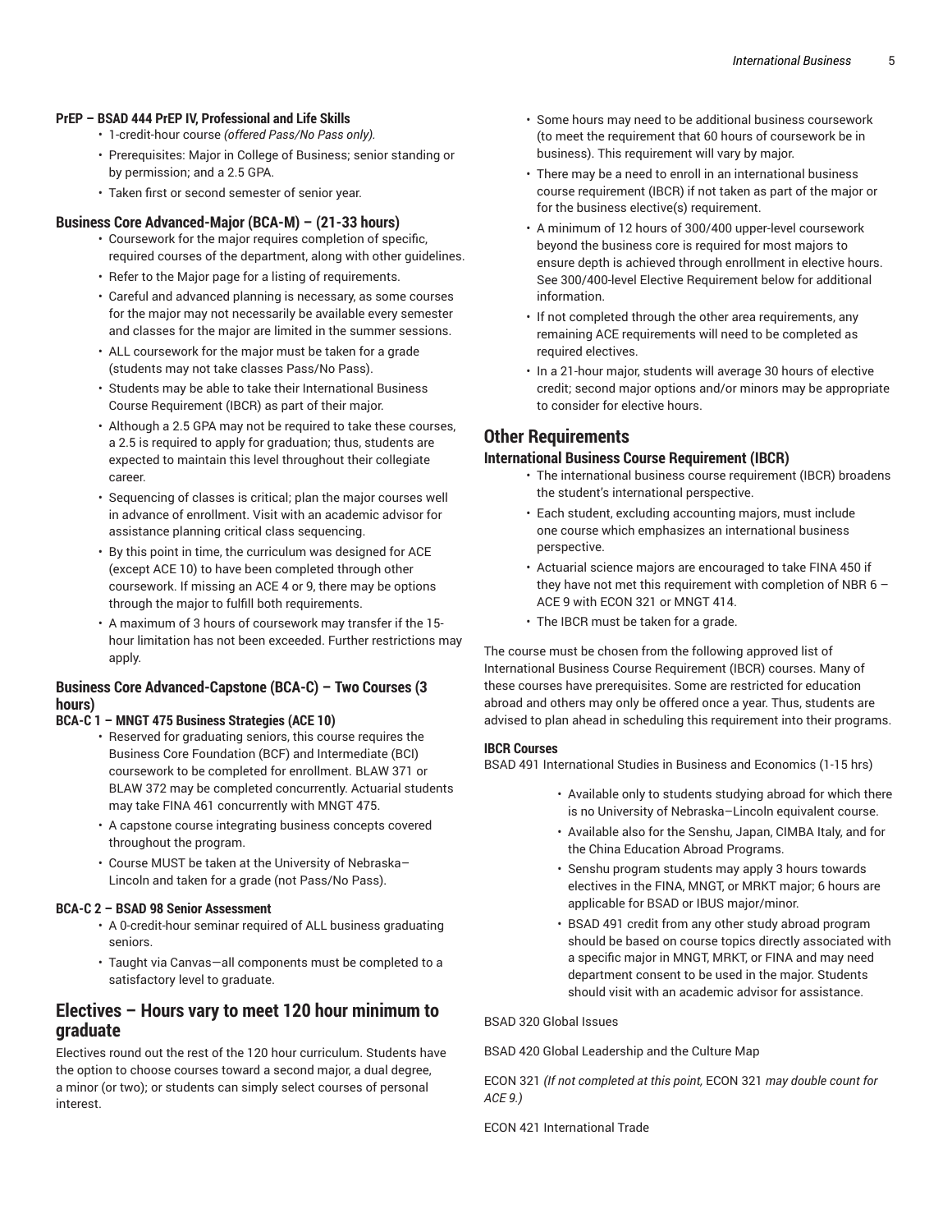#### PrEP – BSAD 444 PrEP IV, Professional and Life Skills

- 1-credit-hour course *(offered Pass/No Pass only).*
- Prerequisites: Major in College of Business; senior standing or by permission; and a 2.5 GPA.
- Taken first or second semester of senior year.

### Business Core Advanced-Major (BCA-M) – (21-33 hours)

- Coursework for the major requires completion of specific, required courses of the department, along with other guidelines.
- Refer to the Major page for a listing of requirements.
- Careful and advanced planning is necessary, as some courses for the major may not necessarily be available every semester and classes for the major are limited in the summer sessions.
- ALL coursework for the major must be taken for a grade (students may not take classes Pass/No Pass).
- Students may be able to take their International Business Course Requirement (IBCR) as part of their major.
- Although a 2.5 GPA may not be required to take these courses, a 2.5 is required to apply for graduation; thus, students are expected to maintain this level throughout their collegiate career.
- Sequencing of classes is critical; plan the major courses well in advance of enrollment. Visit with an academic advisor for assistance planning critical class sequencing.
- By this point in time, the curriculum was designed for ACE (except ACE 10) to have been completed through other coursework. If missing an ACE 4 or 9, there may be options through the major to fulfill both requirements.
- A maximum of 3 hours of coursework may transfer if the 15-hour limitation has not been exceeded. Further restrictions may apply.

### Business Core Advanced-Capstone (BCA-C) – Two Courses (3 hours)

#### BCA-C 1 – MNGT 475 Business Strategies (ACE 10)

- Reserved for graduating seniors, this course requires the Business Core Foundation (BCF) and Intermediate (BCI) coursework to be completed for enrollment. BLAW 371 or BLAW 372 may be completed concurrently. Actuarial students may take FINA 461 concurrently with MNGT 475.
- A capstone course integrating business concepts covered throughout the program.
- Course MUST be taken at the University of Nebraska–Lincoln and taken for a grade (not Pass/No Pass).

#### BCA-C 2 – BSAD 98 Senior Assessment

- A 0-credit-hour seminar required of ALL business graduating seniors.
- Taught via Canvas—all components must be completed to a satisfactory level to graduate.

## Electives – Hours vary to meet 120 hour minimum to graduate

Electives round out the rest of the 120 hour curriculum. Students have the option to choose courses toward a second major, a dual degree, a minor (or two); or students can simply select courses of personal interest.

- Some hours may need to be additional business coursework (to meet the requirement that 60 hours of coursework be in business). This requirement will vary by major.
- There may be a need to enroll in an international business course requirement (IBCR) if not taken as part of the major or for the business elective(s) requirement.
- A minimum of 12 hours of 300/400 upper-level coursework beyond the business core is required for most majors to ensure depth is achieved through enrollment in elective hours. See 300/400-level Elective Requirement below for additional information.
- If not completed through the other area requirements, any remaining ACE requirements will need to be completed as required electives.
- In a 21-hour major, students will average 30 hours of elective credit; second major options and/or minors may be appropriate to consider for elective hours.

## Other Requirements

### International Business Course Requirement (IBCR)

- The international business course requirement (IBCR) broadens the student's international perspective.
- Each student, excluding accounting majors, must include one course which emphasizes an international business perspective.
- Actuarial science majors are encouraged to take FINA 450 if they have not met this requirement with completion of NBR 6 – ACE 9 with ECON 321 or MNGT 414.
- The IBCR must be taken for a grade.

The course must be chosen from the following approved list of International Business Course Requirement (IBCR) courses. Many of these courses have prerequisites. Some are restricted for education abroad and others may only be offered once a year. Thus, students are advised to plan ahead in scheduling this requirement into their programs.

#### IBCR Courses

BSAD 491 International Studies in Business and Economics (1-15 hrs)

- Available only to students studying abroad for which there is no University of Nebraska–Lincoln equivalent course.
- Available also for the Senshu, Japan, CIMBA Italy, and for the China Education Abroad Programs.
- Senshu program students may apply 3 hours towards electives in the FINA, MNGT, or MRKT major; 6 hours are applicable for BSAD or IBUS major/minor.
- BSAD 491 credit from any other study abroad program should be based on course topics directly associated with a specific major in MNGT, MRKT, or FINA and may need department consent to be used in the major. Students should visit with an academic advisor for assistance.

BSAD 320 Global Issues

BSAD 420 Global Leadership and the Culture Map

ECON 321 *(If not completed at this point,* ECON 321 *may double count for ACE 9.)*

ECON 421 International Trade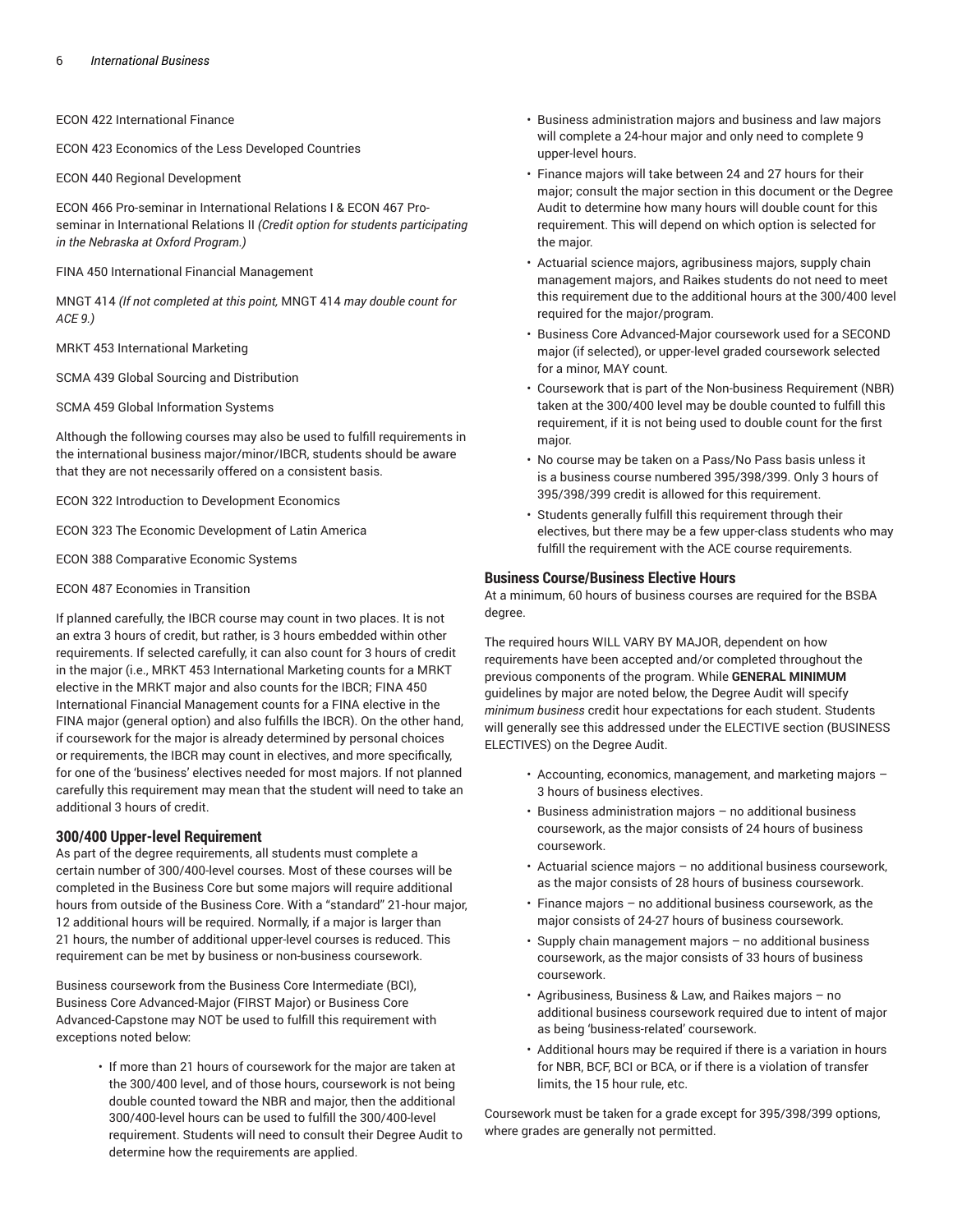ECON 422 International Finance

ECON 423 Economics of the Less Developed Countries

ECON 440 Regional Development

ECON 466 Pro-seminar in International Relations I & ECON 467 Pro-seminar in International Relations II *(Credit option for students participating in the Nebraska at Oxford Program.)*

FINA 450 International Financial Management

MNGT 414 *(If not completed at this point,* MNGT 414 *may double count for ACE 9.)*

MRKT 453 International Marketing

SCMA 439 Global Sourcing and Distribution

SCMA 459 Global Information Systems

Although the following courses may also be used to fulfill requirements in the international business major/minor/IBCR, students should be aware that they are not necessarily offered on a consistent basis.

ECON 322 Introduction to Development Economics

ECON 323 The Economic Development of Latin America

ECON 388 Comparative Economic Systems

ECON 487 Economies in Transition

If planned carefully, the IBCR course may count in two places. It is not an extra 3 hours of credit, but rather, is 3 hours embedded within other requirements. If selected carefully, it can also count for 3 hours of credit in the major (i.e., MRKT 453 International Marketing counts for a MRKT elective in the MRKT major and also counts for the IBCR; FINA 450 International Financial Management counts for a FINA elective in the FINA major (general option) and also fulfills the IBCR). On the other hand, if coursework for the major is already determined by personal choices or requirements, the IBCR may count in electives, and more specifically, for one of the 'business' electives needed for most majors. If not planned carefully this requirement may mean that the student will need to take an additional 3 hours of credit.

### 300/400 Upper-level Requirement

As part of the degree requirements, all students must complete a certain number of 300/400-level courses. Most of these courses will be completed in the Business Core but some majors will require additional hours from outside of the Business Core. With a "standard" 21-hour major, 12 additional hours will be required. Normally, if a major is larger than 21 hours, the number of additional upper-level courses is reduced. This requirement can be met by business or non-business coursework.

Business coursework from the Business Core Intermediate (BCI), Business Core Advanced-Major (FIRST Major) or Business Core Advanced-Capstone may NOT be used to fulfill this requirement with exceptions noted below:

- If more than 21 hours of coursework for the major are taken at the 300/400 level, and of those hours, coursework is not being double counted toward the NBR and major, then the additional 300/400-level hours can be used to fulfill the 300/400-level requirement. Students will need to consult their Degree Audit to determine how the requirements are applied.
- Business administration majors and business and law majors will complete a 24-hour major and only need to complete 9 upper-level hours.
- Finance majors will take between 24 and 27 hours for their major; consult the major section in this document or the Degree Audit to determine how many hours will double count for this requirement. This will depend on which option is selected for the major.
- Actuarial science majors, agribusiness majors, supply chain management majors, and Raikes students do not need to meet this requirement due to the additional hours at the 300/400 level required for the major/program.
- Business Core Advanced-Major coursework used for a SECOND major (if selected), or upper-level graded coursework selected for a minor, MAY count.
- Coursework that is part of the Non-business Requirement (NBR) taken at the 300/400 level may be double counted to fulfill this requirement, if it is not being used to double count for the first major.
- No course may be taken on a Pass/No Pass basis unless it is a business course numbered 395/398/399. Only 3 hours of 395/398/399 credit is allowed for this requirement.
- Students generally fulfill this requirement through their electives, but there may be a few upper-class students who may fulfill the requirement with the ACE course requirements.

### Business Course/Business Elective Hours

At a minimum, 60 hours of business courses are required for the BSBA degree.

The required hours WILL VARY BY MAJOR, dependent on how requirements have been accepted and/or completed throughout the previous components of the program. While **GENERAL MINIMUM** guidelines by major are noted below, the Degree Audit will specify *minimum business* credit hour expectations for each student. Students will generally see this addressed under the ELECTIVE section (BUSINESS ELECTIVES) on the Degree Audit.

- Accounting, economics, management, and marketing majors – 3 hours of business electives.
- Business administration majors – no additional business coursework, as the major consists of 24 hours of business coursework.
- Actuarial science majors – no additional business coursework, as the major consists of 28 hours of business coursework.
- Finance majors – no additional business coursework, as the major consists of 24-27 hours of business coursework.
- Supply chain management majors – no additional business coursework, as the major consists of 33 hours of business coursework.
- Agribusiness, Business & Law, and Raikes majors – no additional business coursework required due to intent of major as being 'business-related' coursework.
- Additional hours may be required if there is a variation in hours for NBR, BCF, BCI or BCA, or if there is a violation of transfer limits, the 15 hour rule, etc.

Coursework must be taken for a grade except for 395/398/399 options, where grades are generally not permitted.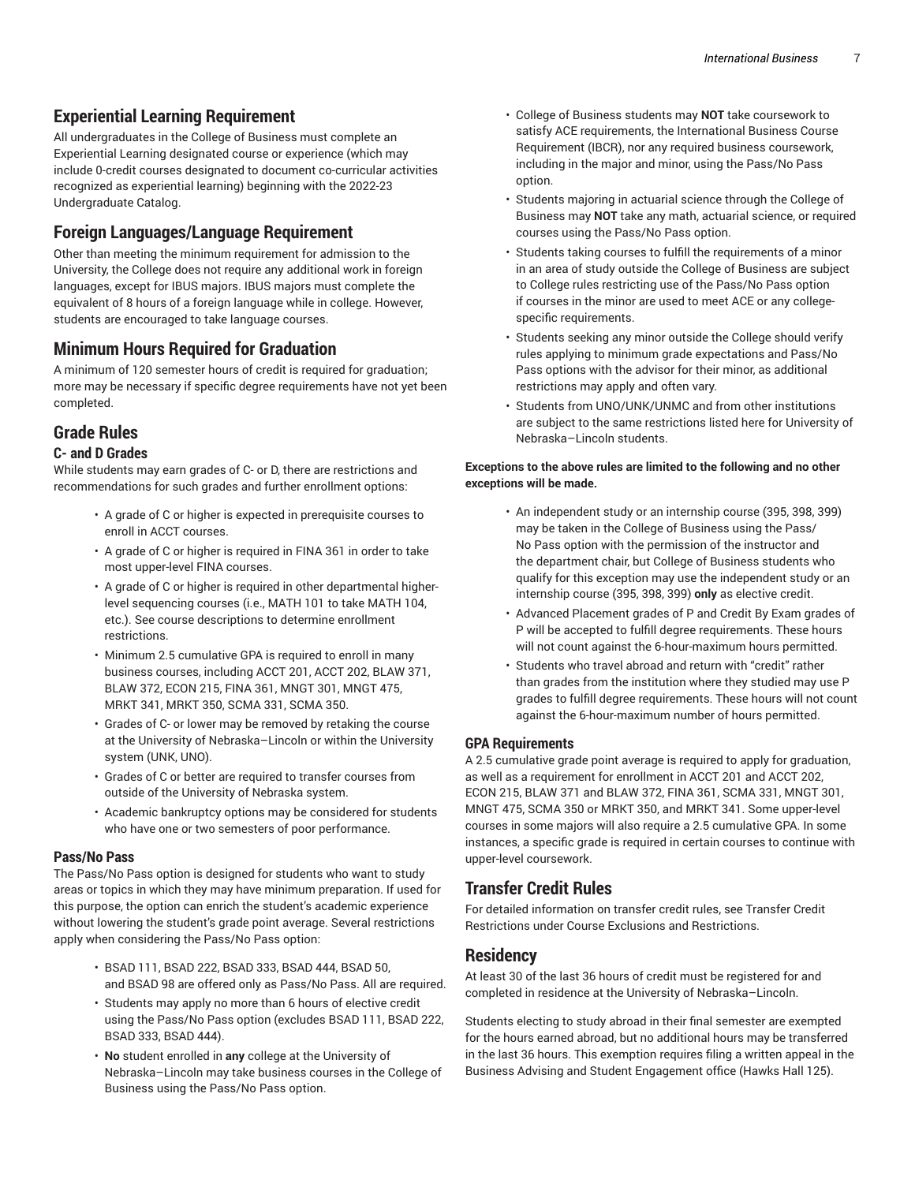## Experiential Learning Requirement

All undergraduates in the College of Business must complete an Experiential Learning designated course or experience (which may include 0-credit courses designated to document co-curricular activities recognized as experiential learning) beginning with the 2022-23 Undergraduate Catalog.

## Foreign Languages/Language Requirement

Other than meeting the minimum requirement for admission to the University, the College does not require any additional work in foreign languages, except for IBUS majors. IBUS majors must complete the equivalent of 8 hours of a foreign language while in college. However, students are encouraged to take language courses.

## Minimum Hours Required for Graduation

A minimum of 120 semester hours of credit is required for graduation; more may be necessary if specific degree requirements have not yet been completed.

## Grade Rules

### C- and D Grades

While students may earn grades of C- or D, there are restrictions and recommendations for such grades and further enrollment options:

- A grade of C or higher is expected in prerequisite courses to enroll in ACCT courses.
- A grade of C or higher is required in FINA 361 in order to take most upper-level FINA courses.
- A grade of C or higher is required in other departmental higher-level sequencing courses (i.e., MATH 101 to take MATH 104, etc.). See course descriptions to determine enrollment restrictions.
- Minimum 2.5 cumulative GPA is required to enroll in many business courses, including ACCT 201, ACCT 202, BLAW 371, BLAW 372, ECON 215, FINA 361, MNGT 301, MNGT 475, MRKT 341, MRKT 350, SCMA 331, SCMA 350.
- Grades of C- or lower may be removed by retaking the course at the University of Nebraska–Lincoln or within the University system (UNK, UNO).
- Grades of C or better are required to transfer courses from outside of the University of Nebraska system.
- Academic bankruptcy options may be considered for students who have one or two semesters of poor performance.

### Pass/No Pass

The Pass/No Pass option is designed for students who want to study areas or topics in which they may have minimum preparation. If used for this purpose, the option can enrich the student's academic experience without lowering the student's grade point average. Several restrictions apply when considering the Pass/No Pass option:

- BSAD 111, BSAD 222, BSAD 333, BSAD 444, BSAD 50, and BSAD 98 are offered only as Pass/No Pass. All are required.
- Students may apply no more than 6 hours of elective credit using the Pass/No Pass option (excludes BSAD 111, BSAD 222, BSAD 333, BSAD 444).
- **No** student enrolled in **any** college at the University of Nebraska–Lincoln may take business courses in the College of Business using the Pass/No Pass option.
- College of Business students may **NOT** take coursework to satisfy ACE requirements, the International Business Course Requirement (IBCR), nor any required business coursework, including in the major and minor, using the Pass/No Pass option.
- Students majoring in actuarial science through the College of Business may **NOT** take any math, actuarial science, or required courses using the Pass/No Pass option.
- Students taking courses to fulfill the requirements of a minor in an area of study outside the College of Business are subject to College rules restricting use of the Pass/No Pass option if courses in the minor are used to meet ACE or any college-specific requirements.
- Students seeking any minor outside the College should verify rules applying to minimum grade expectations and Pass/No Pass options with the advisor for their minor, as additional restrictions may apply and often vary.
- Students from UNO/UNK/UNMC and from other institutions are subject to the same restrictions listed here for University of Nebraska–Lincoln students.

**Exceptions to the above rules are limited to the following and no other exceptions will be made.**

- An independent study or an internship course (395, 398, 399) may be taken in the College of Business using the Pass/No Pass option with the permission of the instructor and the department chair, but College of Business students who qualify for this exception may use the independent study or an internship course (395, 398, 399) **only** as elective credit.
- Advanced Placement grades of P and Credit By Exam grades of P will be accepted to fulfill degree requirements. These hours will not count against the 6-hour-maximum hours permitted.
- Students who travel abroad and return with "credit" rather than grades from the institution where they studied may use P grades to fulfill degree requirements. These hours will not count against the 6-hour-maximum number of hours permitted.

### GPA Requirements

A 2.5 cumulative grade point average is required to apply for graduation, as well as a requirement for enrollment in ACCT 201 and ACCT 202, ECON 215, BLAW 371 and BLAW 372, FINA 361, SCMA 331, MNGT 301, MNGT 475, SCMA 350 or MRKT 350, and MRKT 341. Some upper-level courses in some majors will also require a 2.5 cumulative GPA. In some instances, a specific grade is required in certain courses to continue with upper-level coursework.

## Transfer Credit Rules

For detailed information on transfer credit rules, see Transfer Credit Restrictions under Course Exclusions and Restrictions.

## Residency

At least 30 of the last 36 hours of credit must be registered for and completed in residence at the University of Nebraska–Lincoln.

Students electing to study abroad in their final semester are exempted for the hours earned abroad, but no additional hours may be transferred in the last 36 hours. This exemption requires filing a written appeal in the Business Advising and Student Engagement office (Hawks Hall 125).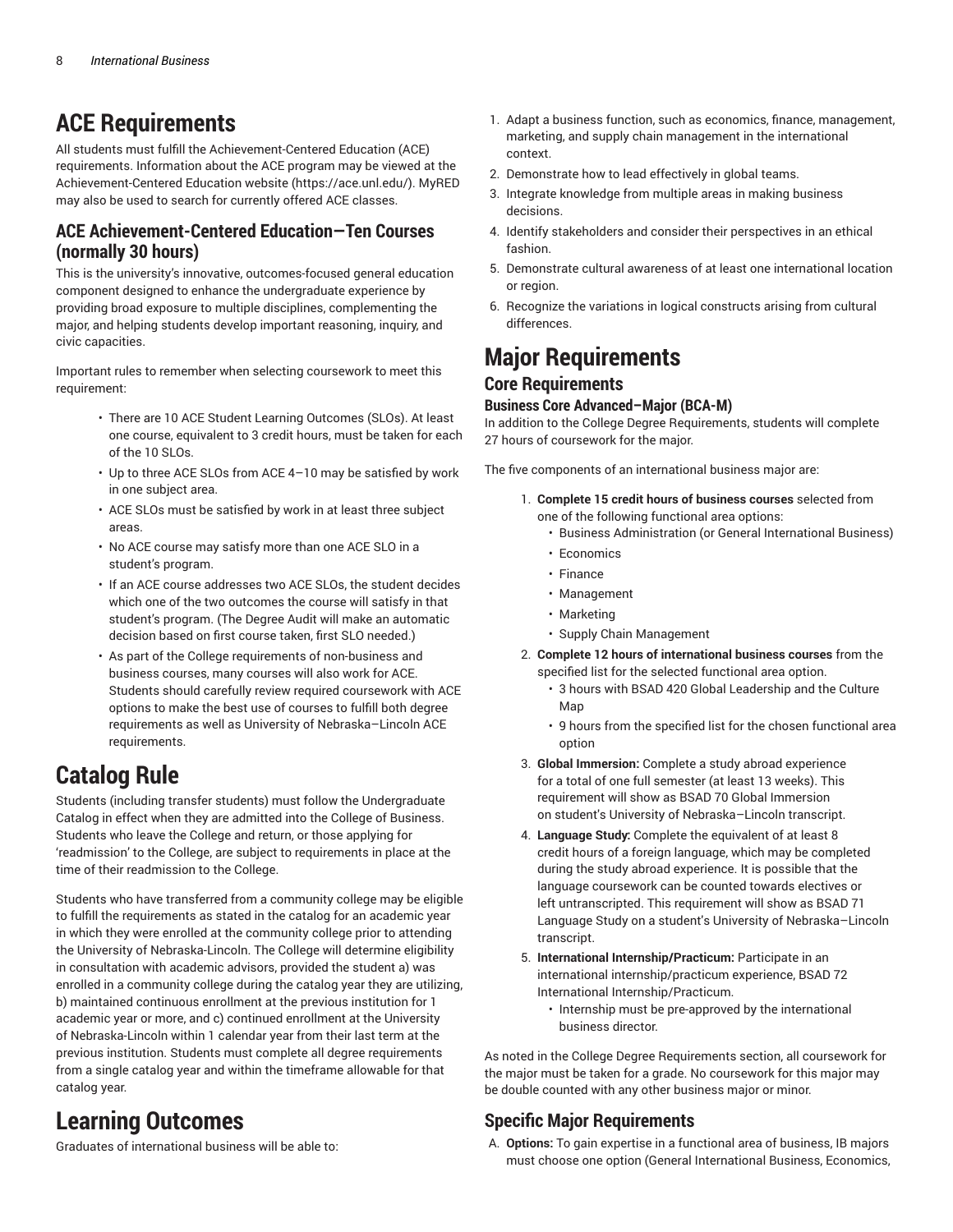# ACE Requirements

All students must fulfill the Achievement-Centered Education (ACE) requirements. Information about the ACE program may be viewed at the Achievement-Centered Education website (https://ace.unl.edu/). MyRED may also be used to search for currently offered ACE classes.

## ACE Achievement-Centered Education—Ten Courses (normally 30 hours)

This is the university's innovative, outcomes-focused general education component designed to enhance the undergraduate experience by providing broad exposure to multiple disciplines, complementing the major, and helping students develop important reasoning, inquiry, and civic capacities.

Important rules to remember when selecting coursework to meet this requirement:

- There are 10 ACE Student Learning Outcomes (SLOs). At least one course, equivalent to 3 credit hours, must be taken for each of the 10 SLOs.
- Up to three ACE SLOs from ACE 4–10 may be satisfied by work in one subject area.
- ACE SLOs must be satisfied by work in at least three subject areas.
- No ACE course may satisfy more than one ACE SLO in a student's program.
- If an ACE course addresses two ACE SLOs, the student decides which one of the two outcomes the course will satisfy in that student's program. (The Degree Audit will make an automatic decision based on first course taken, first SLO needed.)
- As part of the College requirements of non-business and business courses, many courses will also work for ACE. Students should carefully review required coursework with ACE options to make the best use of courses to fulfill both degree requirements as well as University of Nebraska–Lincoln ACE requirements.

# Catalog Rule

Students (including transfer students) must follow the Undergraduate Catalog in effect when they are admitted into the College of Business. Students who leave the College and return, or those applying for 'readmission' to the College, are subject to requirements in place at the time of their readmission to the College.

Students who have transferred from a community college may be eligible to fulfill the requirements as stated in the catalog for an academic year in which they were enrolled at the community college prior to attending the University of Nebraska-Lincoln. The College will determine eligibility in consultation with academic advisors, provided the student a) was enrolled in a community college during the catalog year they are utilizing, b) maintained continuous enrollment at the previous institution for 1 academic year or more, and c) continued enrollment at the University of Nebraska-Lincoln within 1 calendar year from their last term at the previous institution. Students must complete all degree requirements from a single catalog year and within the timeframe allowable for that catalog year.

# Learning Outcomes

Graduates of international business will be able to:

1. Adapt a business function, such as economics, finance, management, marketing, and supply chain management in the international context.
2. Demonstrate how to lead effectively in global teams.
3. Integrate knowledge from multiple areas in making business decisions.
4. Identify stakeholders and consider their perspectives in an ethical fashion.
5. Demonstrate cultural awareness of at least one international location or region.
6. Recognize the variations in logical constructs arising from cultural differences.

# Major Requirements

## Core Requirements

### Business Core Advanced–Major (BCA-M)

In addition to the College Degree Requirements, students will complete 27 hours of coursework for the major.

The five components of an international business major are:

1. **Complete 15 credit hours of business courses** selected from one of the following functional area options:
   - Business Administration (or General International Business)
   - Economics
   - Finance
   - Management
   - Marketing
   - Supply Chain Management
2. **Complete 12 hours of international business courses** from the specified list for the selected functional area option.
   - 3 hours with BSAD 420 Global Leadership and the Culture Map
   - 9 hours from the specified list for the chosen functional area option
3. **Global Immersion:** Complete a study abroad experience for a total of one full semester (at least 13 weeks). This requirement will show as BSAD 70 Global Immersion on student's University of Nebraska–Lincoln transcript.
4. **Language Study:** Complete the equivalent of at least 8 credit hours of a foreign language, which may be completed during the study abroad experience. It is possible that the language coursework can be counted towards electives or left untranscripted. This requirement will show as BSAD 71 Language Study on a student's University of Nebraska–Lincoln transcript.
5. **International Internship/Practicum:** Participate in an international internship/practicum experience, BSAD 72 International Internship/Practicum.
   - Internship must be pre-approved by the international business director.

As noted in the College Degree Requirements section, all coursework for the major must be taken for a grade. No coursework for this major may be double counted with any other business major or minor.

## Specific Major Requirements

A. **Options:** To gain expertise in a functional area of business, IB majors must choose one option (General International Business, Economics,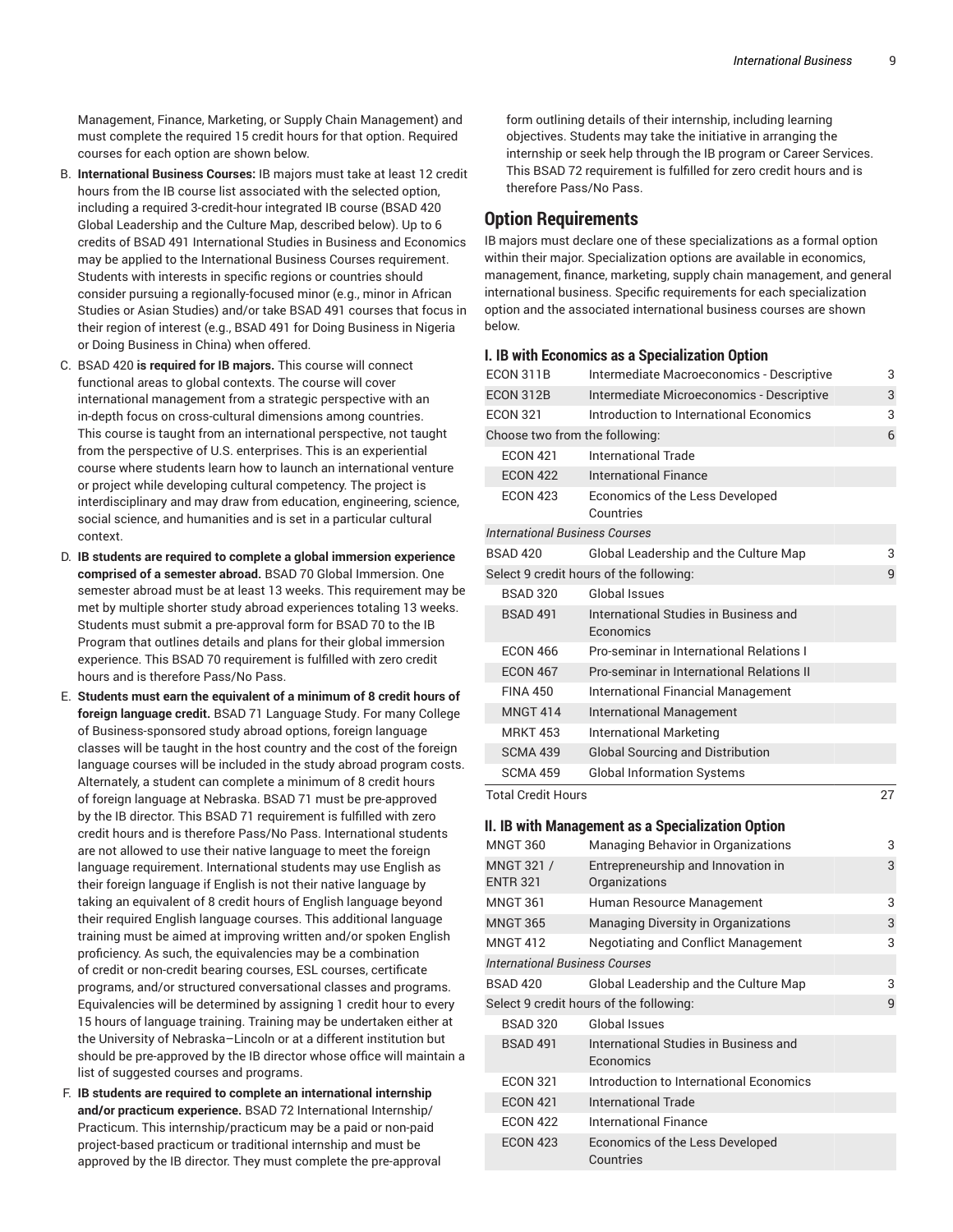Management, Finance, Marketing, or Supply Chain Management) and must complete the required 15 credit hours for that option. Required courses for each option are shown below.

B. **International Business Courses:** IB majors must take at least 12 credit hours from the IB course list associated with the selected option, including a required 3-credit-hour integrated IB course (BSAD 420 Global Leadership and the Culture Map, described below). Up to 6 credits of BSAD 491 International Studies in Business and Economics may be applied to the International Business Courses requirement. Students with interests in specific regions or countries should consider pursuing a regionally-focused minor (e.g., minor in African Studies or Asian Studies) and/or take BSAD 491 courses that focus in their region of interest (e.g., BSAD 491 for Doing Business in Nigeria or Doing Business in China) when offered.

C. BSAD 420 **is required for IB majors.** This course will connect functional areas to global contexts. The course will cover international management from a strategic perspective with an in-depth focus on cross-cultural dimensions among countries. This course is taught from an international perspective, not taught from the perspective of U.S. enterprises. This is an experiential course where students learn how to launch an international venture or project while developing cultural competency. The project is interdisciplinary and may draw from education, engineering, science, social science, and humanities and is set in a particular cultural context.

D. **IB students are required to complete a global immersion experience comprised of a semester abroad.** BSAD 70 Global Immersion. One semester abroad must be at least 13 weeks. This requirement may be met by multiple shorter study abroad experiences totaling 13 weeks. Students must submit a pre-approval form for BSAD 70 to the IB Program that outlines details and plans for their global immersion experience. This BSAD 70 requirement is fulfilled with zero credit hours and is therefore Pass/No Pass.

E. **Students must earn the equivalent of a minimum of 8 credit hours of foreign language credit.** BSAD 71 Language Study. For many College of Business-sponsored study abroad options, foreign language classes will be taught in the host country and the cost of the foreign language courses will be included in the study abroad program costs. Alternately, a student can complete a minimum of 8 credit hours of foreign language at Nebraska. BSAD 71 must be pre-approved by the IB director. This BSAD 71 requirement is fulfilled with zero credit hours and is therefore Pass/No Pass. International students are not allowed to use their native language to meet the foreign language requirement. International students may use English as their foreign language if English is not their native language by taking an equivalent of 8 credit hours of English language beyond their required English language courses. This additional language training must be aimed at improving written and/or spoken English proficiency. As such, the equivalencies may be a combination of credit or non-credit bearing courses, ESL courses, certificate programs, and/or structured conversational classes and programs. Equivalencies will be determined by assigning 1 credit hour to every 15 hours of language training. Training may be undertaken either at the University of Nebraska–Lincoln or at a different institution but should be pre-approved by the IB director whose office will maintain a list of suggested courses and programs.

F. **IB students are required to complete an international internship and/or practicum experience.** BSAD 72 International Internship/Practicum. This internship/practicum may be a paid or non-paid project-based practicum or traditional internship and must be approved by the IB director. They must complete the pre-approval form outlining details of their internship, including learning objectives. Students may take the initiative in arranging the internship or seek help through the IB program or Career Services. This BSAD 72 requirement is fulfilled for zero credit hours and is therefore Pass/No Pass.

## Option Requirements

IB majors must declare one of these specializations as a formal option within their major. Specialization options are available in economics, management, finance, marketing, supply chain management, and general international business. Specific requirements for each specialization option and the associated international business courses are shown below.

### I. IB with Economics as a Specialization Option

| | | |
|---|---|---|
| ECON 311B | Intermediate Macroeconomics - Descriptive | 3 |
| ECON 312B | Intermediate Microeconomics - Descriptive | 3 |
| ECON 321 | Introduction to International Economics | 3 |
| Choose two from the following: | | 6 |
| ECON 421 | International Trade | |
| ECON 422 | International Finance | |
| ECON 423 | Economics of the Less Developed Countries | |
| *International Business Courses* | | |
| BSAD 420 | Global Leadership and the Culture Map | 3 |
| Select 9 credit hours of the following: | | 9 |
| BSAD 320 | Global Issues | |
| BSAD 491 | International Studies in Business and Economics | |
| ECON 466 | Pro-seminar in International Relations I | |
| ECON 467 | Pro-seminar in International Relations II | |
| FINA 450 | International Financial Management | |
| MNGT 414 | International Management | |
| MRKT 453 | International Marketing | |
| SCMA 439 | Global Sourcing and Distribution | |
| SCMA 459 | Global Information Systems | |
| Total Credit Hours | | 27 |

### II. IB with Management as a Specialization Option

| | | |
|---|---|---|
| MNGT 360 | Managing Behavior in Organizations | 3 |
| MNGT 321 / ENTR 321 | Entrepreneurship and Innovation in Organizations | 3 |
| MNGT 361 | Human Resource Management | 3 |
| MNGT 365 | Managing Diversity in Organizations | 3 |
| MNGT 412 | Negotiating and Conflict Management | 3 |
| *International Business Courses* | | |
| BSAD 420 | Global Leadership and the Culture Map | 3 |
| Select 9 credit hours of the following: | | 9 |
| BSAD 320 | Global Issues | |
| BSAD 491 | International Studies in Business and Economics | |
| ECON 321 | Introduction to International Economics | |
| ECON 421 | International Trade | |
| ECON 422 | International Finance | |
| ECON 423 | Economics of the Less Developed Countries | |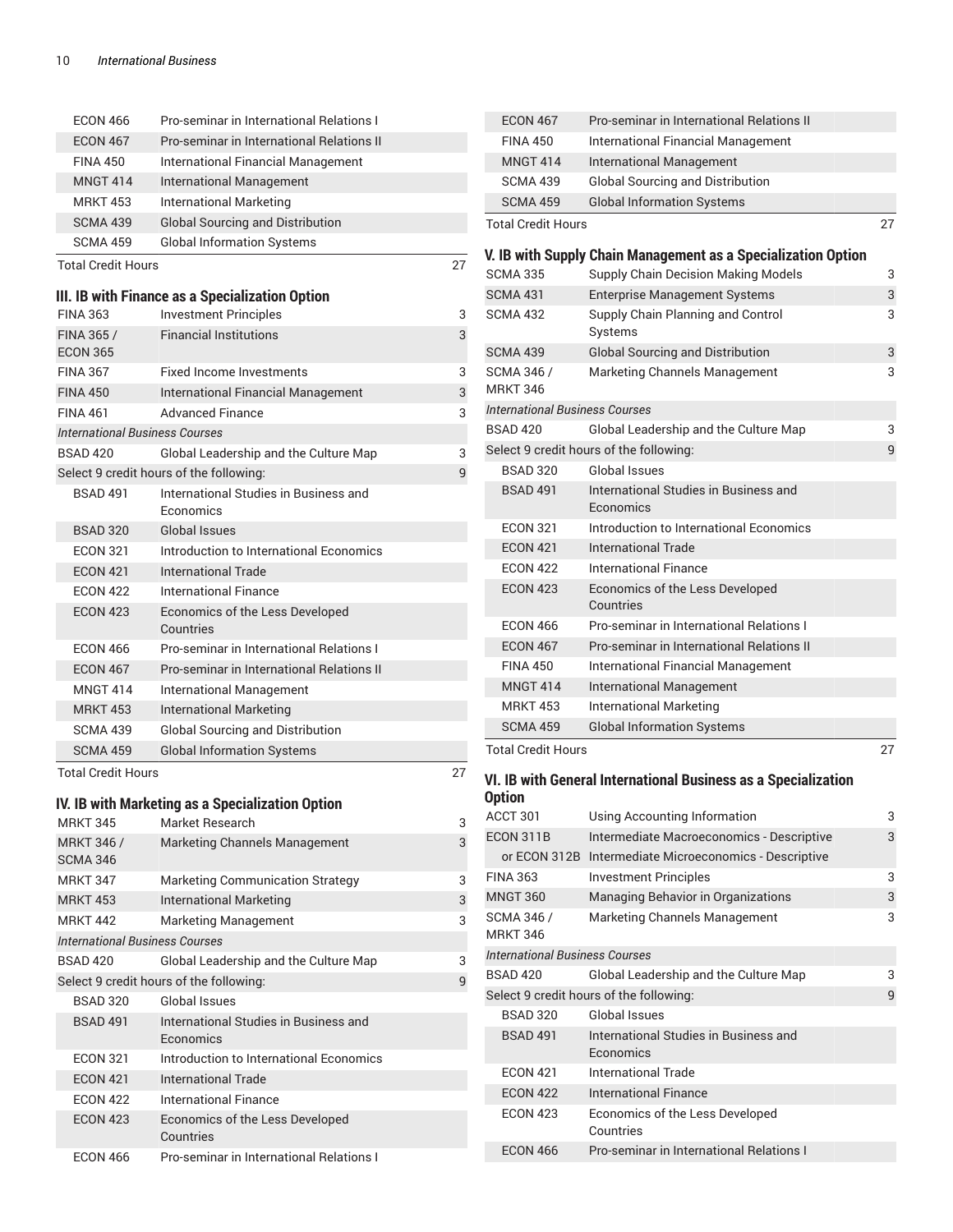| | | |
|---|---|---|
| ECON 466 | Pro-seminar in International Relations I | |
| ECON 467 | Pro-seminar in International Relations II | |
| FINA 450 | International Financial Management | |
| MNGT 414 | International Management | |
| MRKT 453 | International Marketing | |
| SCMA 439 | Global Sourcing and Distribution | |
| SCMA 459 | Global Information Systems | |
| Total Credit Hours | | 27 |

### III. IB with Finance as a Specialization Option

| | | |
|---|---|---|
| FINA 363 | Investment Principles | 3 |
| FINA 365 / ECON 365 | Financial Institutions | 3 |
| FINA 367 | Fixed Income Investments | 3 |
| FINA 450 | International Financial Management | 3 |
| FINA 461 | Advanced Finance | 3 |
| *International Business Courses* | | |
| BSAD 420 | Global Leadership and the Culture Map | 3 |
| Select 9 credit hours of the following: | | 9 |
| BSAD 491 | International Studies in Business and Economics | |
| BSAD 320 | Global Issues | |
| ECON 321 | Introduction to International Economics | |
| ECON 421 | International Trade | |
| ECON 422 | International Finance | |
| ECON 423 | Economics of the Less Developed Countries | |
| ECON 466 | Pro-seminar in International Relations I | |
| ECON 467 | Pro-seminar in International Relations II | |
| MNGT 414 | International Management | |
| MRKT 453 | International Marketing | |
| SCMA 439 | Global Sourcing and Distribution | |
| SCMA 459 | Global Information Systems | |
| Total Credit Hours | | 27 |

### IV. IB with Marketing as a Specialization Option

| | | |
|---|---|---|
| MRKT 345 | Market Research | 3 |
| MRKT 346 / SCMA 346 | Marketing Channels Management | 3 |
| MRKT 347 | Marketing Communication Strategy | 3 |
| MRKT 453 | International Marketing | 3 |
| MRKT 442 | Marketing Management | 3 |
| *International Business Courses* | | |
| BSAD 420 | Global Leadership and the Culture Map | 3 |
| Select 9 credit hours of the following: | | 9 |
| BSAD 320 | Global Issues | |
| BSAD 491 | International Studies in Business and Economics | |
| ECON 321 | Introduction to International Economics | |
| ECON 421 | International Trade | |
| ECON 422 | International Finance | |
| ECON 423 | Economics of the Less Developed Countries | |
| ECON 466 | Pro-seminar in International Relations I | |
| ECON 467 | Pro-seminar in International Relations II | |
| FINA 450 | International Financial Management | |
| MNGT 414 | International Management | |
| SCMA 439 | Global Sourcing and Distribution | |
| SCMA 459 | Global Information Systems | |
| Total Credit Hours | | 27 |

### V. IB with Supply Chain Management as a Specialization Option

| | | |
|---|---|---|
| SCMA 335 | Supply Chain Decision Making Models | 3 |
| SCMA 431 | Enterprise Management Systems | 3 |
| SCMA 432 | Supply Chain Planning and Control Systems | 3 |
| SCMA 439 | Global Sourcing and Distribution | 3 |
| SCMA 346 / MRKT 346 | Marketing Channels Management | 3 |
| *International Business Courses* | | |
| BSAD 420 | Global Leadership and the Culture Map | 3 |
| Select 9 credit hours of the following: | | 9 |
| BSAD 320 | Global Issues | |
| BSAD 491 | International Studies in Business and Economics | |
| ECON 321 | Introduction to International Economics | |
| ECON 421 | International Trade | |
| ECON 422 | International Finance | |
| ECON 423 | Economics of the Less Developed Countries | |
| ECON 466 | Pro-seminar in International Relations I | |
| ECON 467 | Pro-seminar in International Relations II | |
| FINA 450 | International Financial Management | |
| MNGT 414 | International Management | |
| MRKT 453 | International Marketing | |
| SCMA 459 | Global Information Systems | |
| Total Credit Hours | | 27 |

### VI. IB with General International Business as a Specialization Option

| | | |
|---|---|---|
| ACCT 301 | Using Accounting Information | 3 |
| ECON 311B | Intermediate Macroeconomics - Descriptive | 3 |
| or ECON 312B | Intermediate Microeconomics - Descriptive | |
| FINA 363 | Investment Principles | 3 |
| MNGT 360 | Managing Behavior in Organizations | 3 |
| SCMA 346 / MRKT 346 | Marketing Channels Management | 3 |
| *International Business Courses* | | |
| BSAD 420 | Global Leadership and the Culture Map | 3 |
| Select 9 credit hours of the following: | | 9 |
| BSAD 320 | Global Issues | |
| BSAD 491 | International Studies in Business and Economics | |
| ECON 421 | International Trade | |
| ECON 422 | International Finance | |
| ECON 423 | Economics of the Less Developed Countries | |
| ECON 466 | Pro-seminar in International Relations I | |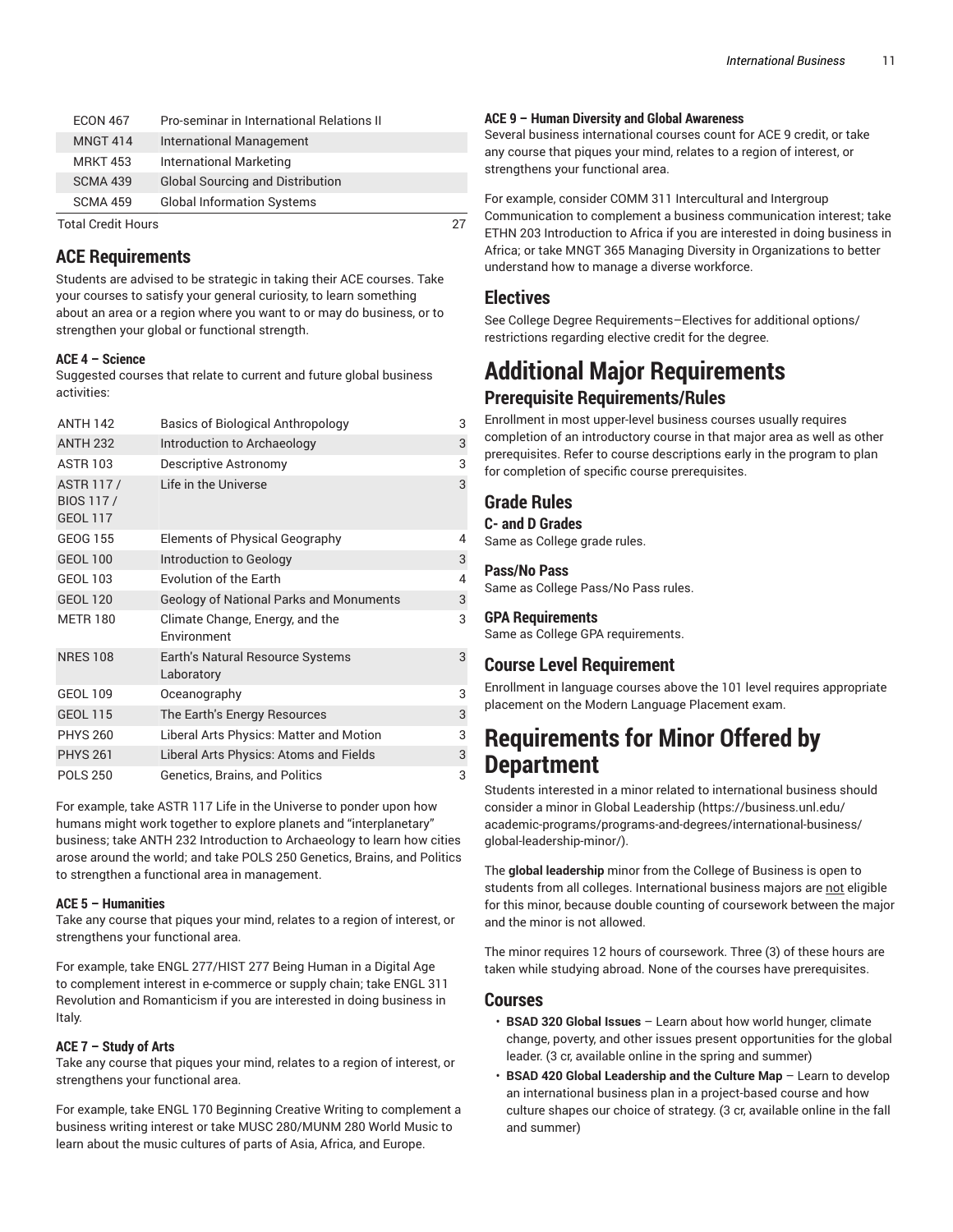| | | |
|---|---|---|
| ECON 467 | Pro-seminar in International Relations II | |
| MNGT 414 | International Management | |
| MRKT 453 | International Marketing | |
| SCMA 439 | Global Sourcing and Distribution | |
| SCMA 459 | Global Information Systems | |
| Total Credit Hours | | 27 |

## ACE Requirements

Students are advised to be strategic in taking their ACE courses. Take your courses to satisfy your general curiosity, to learn something about an area or a region where you want to or may do business, or to strengthen your global or functional strength.

#### ACE 4 – Science

Suggested courses that relate to current and future global business activities:

| | | |
|---|---|---|
| ANTH 142 | Basics of Biological Anthropology | 3 |
| ANTH 232 | Introduction to Archaeology | 3 |
| ASTR 103 | Descriptive Astronomy | 3 |
| ASTR 117 / BIOS 117 / GEOL 117 | Life in the Universe | 3 |
| GEOG 155 | Elements of Physical Geography | 4 |
| GEOL 100 | Introduction to Geology | 3 |
| GEOL 103 | Evolution of the Earth | 4 |
| GEOL 120 | Geology of National Parks and Monuments | 3 |
| METR 180 | Climate Change, Energy, and the Environment | 3 |
| NRES 108 | Earth's Natural Resource Systems Laboratory | 3 |
| GEOL 109 | Oceanography | 3 |
| GEOL 115 | The Earth's Energy Resources | 3 |
| PHYS 260 | Liberal Arts Physics: Matter and Motion | 3 |
| PHYS 261 | Liberal Arts Physics: Atoms and Fields | 3 |
| POLS 250 | Genetics, Brains, and Politics | 3 |

For example, take ASTR 117 Life in the Universe to ponder upon how humans might work together to explore planets and "interplanetary" business; take ANTH 232 Introduction to Archaeology to learn how cities arose around the world; and take POLS 250 Genetics, Brains, and Politics to strengthen a functional area in management.

#### ACE 5 – Humanities

Take any course that piques your mind, relates to a region of interest, or strengthens your functional area.

For example, take ENGL 277/HIST 277 Being Human in a Digital Age to complement interest in e-commerce or supply chain; take ENGL 311 Revolution and Romanticism if you are interested in doing business in Italy.

#### ACE 7 – Study of Arts

Take any course that piques your mind, relates to a region of interest, or strengthens your functional area.

For example, take ENGL 170 Beginning Creative Writing to complement a business writing interest or take MUSC 280/MUNM 280 World Music to learn about the music cultures of parts of Asia, Africa, and Europe.

#### ACE 9 – Human Diversity and Global Awareness

Several business international courses count for ACE 9 credit, or take any course that piques your mind, relates to a region of interest, or strengthens your functional area.

For example, consider COMM 311 Intercultural and Intergroup Communication to complement a business communication interest; take ETHN 203 Introduction to Africa if you are interested in doing business in Africa; or take MNGT 365 Managing Diversity in Organizations to better understand how to manage a diverse workforce.

## Electives

See College Degree Requirements–Electives for additional options/restrictions regarding elective credit for the degree.

# Additional Major Requirements

## Prerequisite Requirements/Rules

Enrollment in most upper-level business courses usually requires completion of an introductory course in that major area as well as other prerequisites. Refer to course descriptions early in the program to plan for completion of specific course prerequisites.

## Grade Rules

#### C- and D Grades

Same as College grade rules.

#### Pass/No Pass

Same as College Pass/No Pass rules.

#### GPA Requirements

Same as College GPA requirements.

## Course Level Requirement

Enrollment in language courses above the 101 level requires appropriate placement on the Modern Language Placement exam.

# Requirements for Minor Offered by Department

Students interested in a minor related to international business should consider a minor in Global Leadership (https://business.unl.edu/academic-programs/programs-and-degrees/international-business/global-leadership-minor/).

The **global leadership** minor from the College of Business is open to students from all colleges. International business majors are not eligible for this minor, because double counting of coursework between the major and the minor is not allowed.

The minor requires 12 hours of coursework. Three (3) of these hours are taken while studying abroad. None of the courses have prerequisites.

## Courses

- **BSAD 320 Global Issues** – Learn about how world hunger, climate change, poverty, and other issues present opportunities for the global leader. (3 cr, available online in the spring and summer)
- **BSAD 420 Global Leadership and the Culture Map** – Learn to develop an international business plan in a project-based course and how culture shapes our choice of strategy. (3 cr, available online in the fall and summer)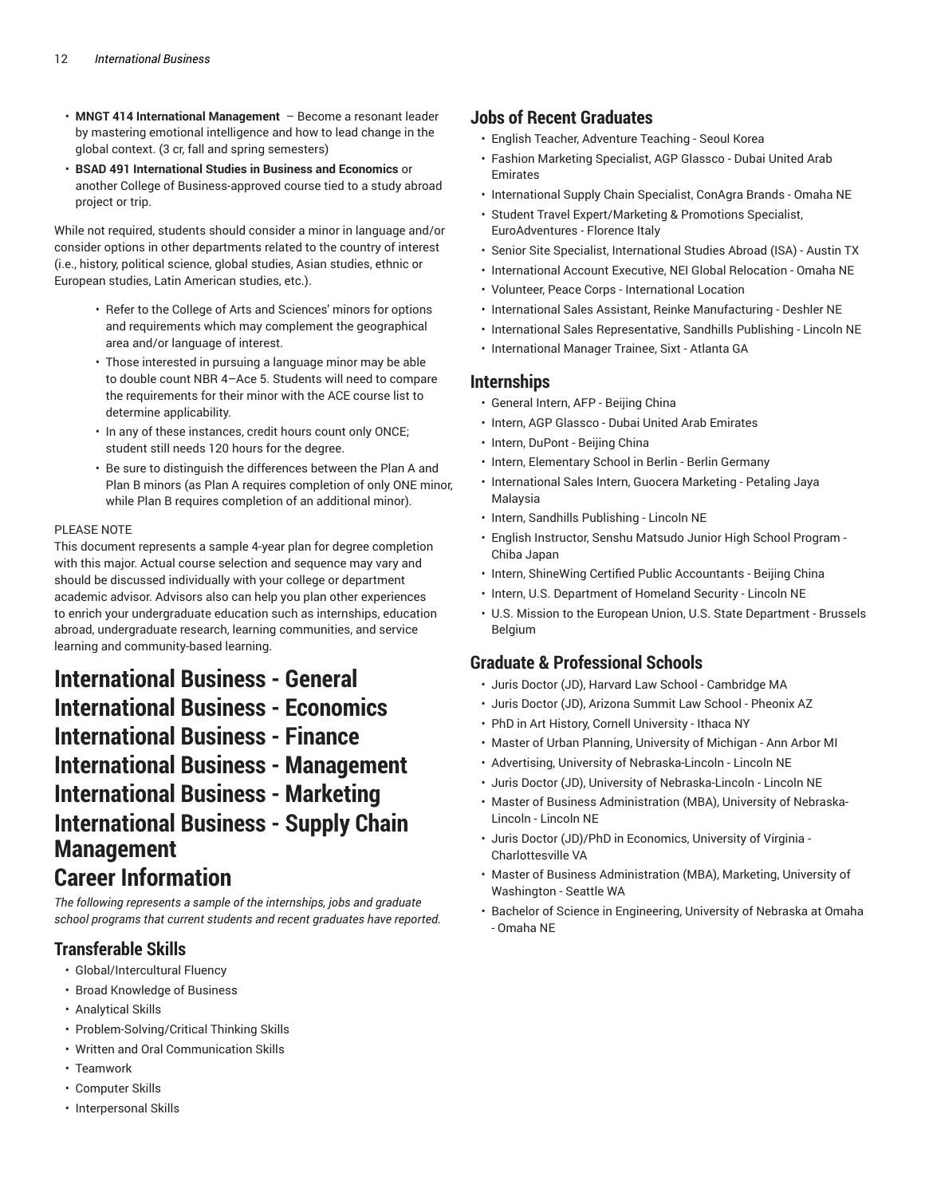- **MNGT 414 International Management** – Become a resonant leader by mastering emotional intelligence and how to lead change in the global context. (3 cr, fall and spring semesters)
- **BSAD 491 International Studies in Business and Economics** or another College of Business-approved course tied to a study abroad project or trip.

While not required, students should consider a minor in language and/or consider options in other departments related to the country of interest (i.e., history, political science, global studies, Asian studies, ethnic or European studies, Latin American studies, etc.).

- Refer to the College of Arts and Sciences' minors for options and requirements which may complement the geographical area and/or language of interest.
- Those interested in pursuing a language minor may be able to double count NBR 4–Ace 5. Students will need to compare the requirements for their minor with the ACE course list to determine applicability.
- In any of these instances, credit hours count only ONCE; student still needs 120 hours for the degree.
- Be sure to distinguish the differences between the Plan A and Plan B minors (as Plan A requires completion of only ONE minor, while Plan B requires completion of an additional minor).

PLEASE NOTE
This document represents a sample 4-year plan for degree completion with this major. Actual course selection and sequence may vary and should be discussed individually with your college or department academic advisor. Advisors also can help you plan other experiences to enrich your undergraduate education such as internships, education abroad, undergraduate research, learning communities, and service learning and community-based learning.

# International Business - General
# International Business - Economics
# International Business - Finance
# International Business - Management
# International Business - Marketing
# International Business - Supply Chain Management
# Career Information

*The following represents a sample of the internships, jobs and graduate school programs that current students and recent graduates have reported.*

## Transferable Skills

- Global/Intercultural Fluency
- Broad Knowledge of Business
- Analytical Skills
- Problem-Solving/Critical Thinking Skills
- Written and Oral Communication Skills
- Teamwork
- Computer Skills
- Interpersonal Skills

## Jobs of Recent Graduates

- English Teacher, Adventure Teaching - Seoul Korea
- Fashion Marketing Specialist, AGP Glassco - Dubai United Arab Emirates
- International Supply Chain Specialist, ConAgra Brands - Omaha NE
- Student Travel Expert/Marketing & Promotions Specialist, EuroAdventures - Florence Italy
- Senior Site Specialist, International Studies Abroad (ISA) - Austin TX
- International Account Executive, NEI Global Relocation - Omaha NE
- Volunteer, Peace Corps - International Location
- International Sales Assistant, Reinke Manufacturing - Deshler NE
- International Sales Representative, Sandhills Publishing - Lincoln NE
- International Manager Trainee, Sixt - Atlanta GA

## Internships

- General Intern, AFP - Beijing China
- Intern, AGP Glassco - Dubai United Arab Emirates
- Intern, DuPont - Beijing China
- Intern, Elementary School in Berlin - Berlin Germany
- International Sales Intern, Guocera Marketing - Petaling Jaya Malaysia
- Intern, Sandhills Publishing - Lincoln NE
- English Instructor, Senshu Matsudo Junior High School Program - Chiba Japan
- Intern, ShineWing Certified Public Accountants - Beijing China
- Intern, U.S. Department of Homeland Security - Lincoln NE
- U.S. Mission to the European Union, U.S. State Department - Brussels Belgium

## Graduate & Professional Schools

- Juris Doctor (JD), Harvard Law School - Cambridge MA
- Juris Doctor (JD), Arizona Summit Law School - Pheonix AZ
- PhD in Art History, Cornell University - Ithaca NY
- Master of Urban Planning, University of Michigan - Ann Arbor MI
- Advertising, University of Nebraska-Lincoln - Lincoln NE
- Juris Doctor (JD), University of Nebraska-Lincoln - Lincoln NE
- Master of Business Administration (MBA), University of Nebraska-Lincoln - Lincoln NE
- Juris Doctor (JD)/PhD in Economics, University of Virginia - Charlottesville VA
- Master of Business Administration (MBA), Marketing, University of Washington - Seattle WA
- Bachelor of Science in Engineering, University of Nebraska at Omaha - Omaha NE